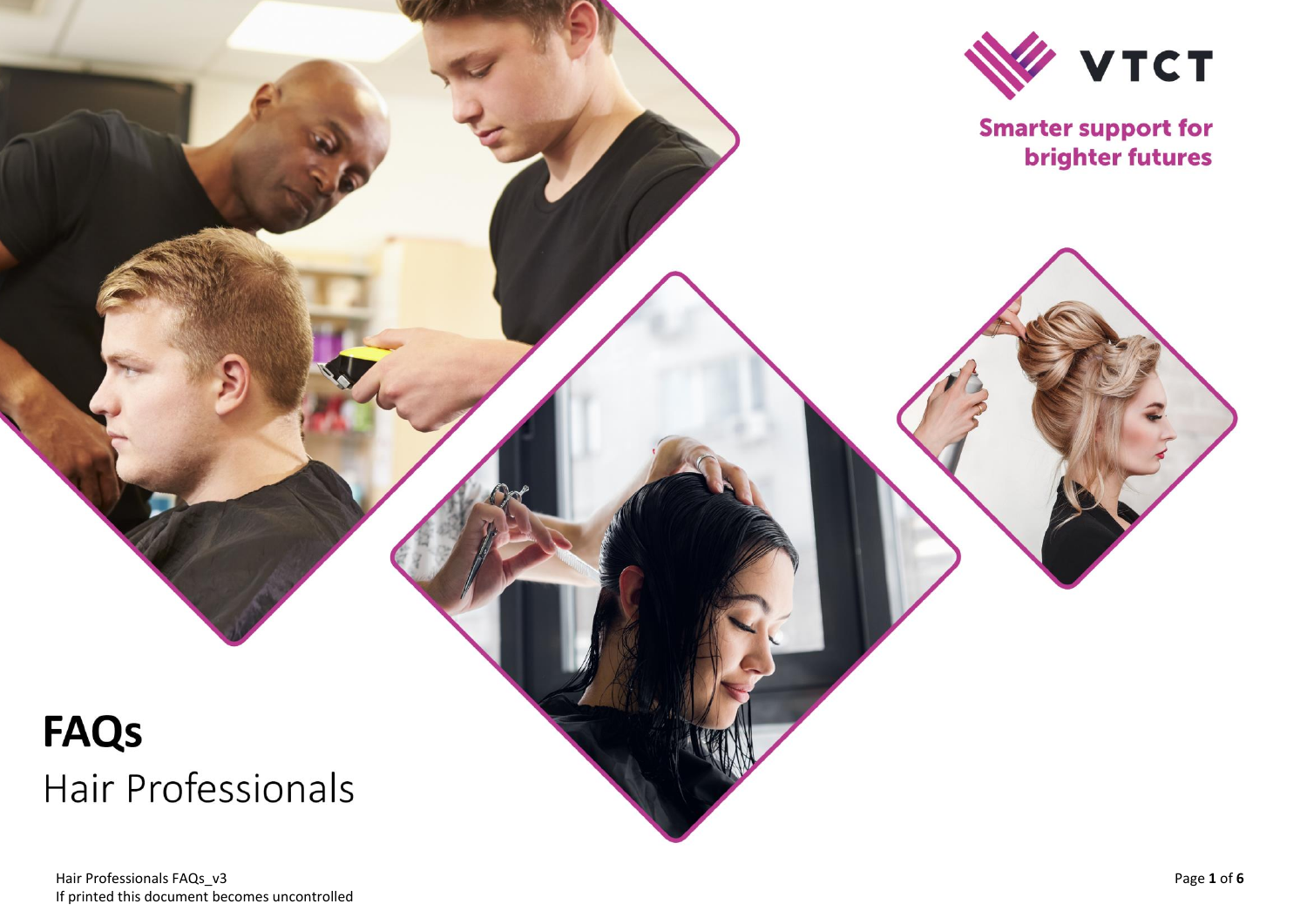VTCT

Smarter support for brighter futures

# FAQs

Hair Professionals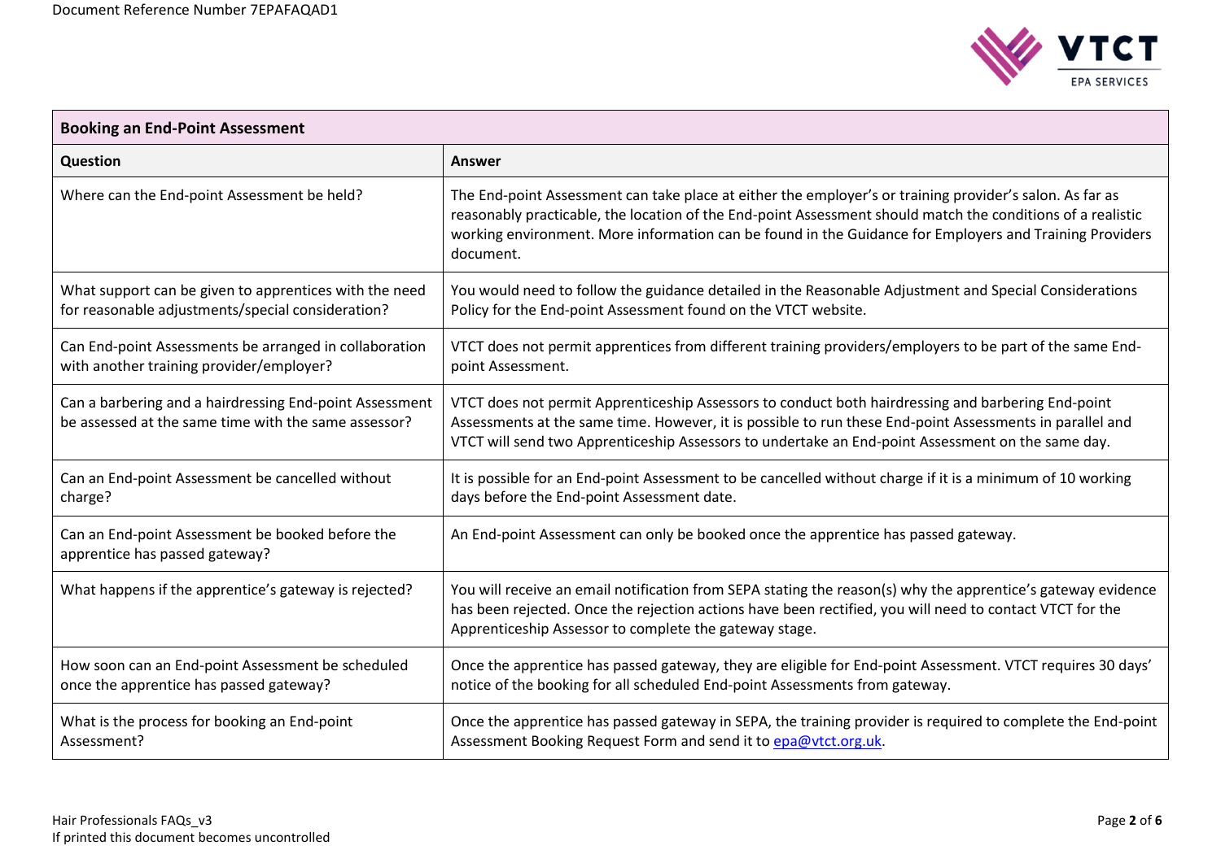| Booking an End-Point Assessment | |
|---|---|
| **Question** | **Answer** |
| Where can the End-point Assessment be held? | The End-point Assessment can take place at either the employer's or training provider's salon. As far as reasonably practicable, the location of the End-point Assessment should match the conditions of a realistic working environment. More information can be found in the Guidance for Employers and Training Providers document. |
| What support can be given to apprentices with the need for reasonable adjustments/special consideration? | You would need to follow the guidance detailed in the Reasonable Adjustment and Special Considerations Policy for the End-point Assessment found on the VTCT website. |
| Can End-point Assessments be arranged in collaboration with another training provider/employer? | VTCT does not permit apprentices from different training providers/employers to be part of the same End-point Assessment. |
| Can a barbering and a hairdressing End-point Assessment be assessed at the same time with the same assessor? | VTCT does not permit Apprenticeship Assessors to conduct both hairdressing and barbering End-point Assessments at the same time. However, it is possible to run these End-point Assessments in parallel and VTCT will send two Apprenticeship Assessors to undertake an End-point Assessment on the same day. |
| Can an End-point Assessment be cancelled without charge? | It is possible for an End-point Assessment to be cancelled without charge if it is a minimum of 10 working days before the End-point Assessment date. |
| Can an End-point Assessment be booked before the apprentice has passed gateway? | An End-point Assessment can only be booked once the apprentice has passed gateway. |
| What happens if the apprentice's gateway is rejected? | You will receive an email notification from SEPA stating the reason(s) why the apprentice's gateway evidence has been rejected. Once the rejection actions have been rectified, you will need to contact VTCT for the Apprenticeship Assessor to complete the gateway stage. |
| How soon can an End-point Assessment be scheduled once the apprentice has passed gateway? | Once the apprentice has passed gateway, they are eligible for End-point Assessment. VTCT requires 30 days' notice of the booking for all scheduled End-point Assessments from gateway. |
| What is the process for booking an End-point Assessment? | Once the apprentice has passed gateway in SEPA, the training provider is required to complete the End-point Assessment Booking Request Form and send it to epa@vtct.org.uk. |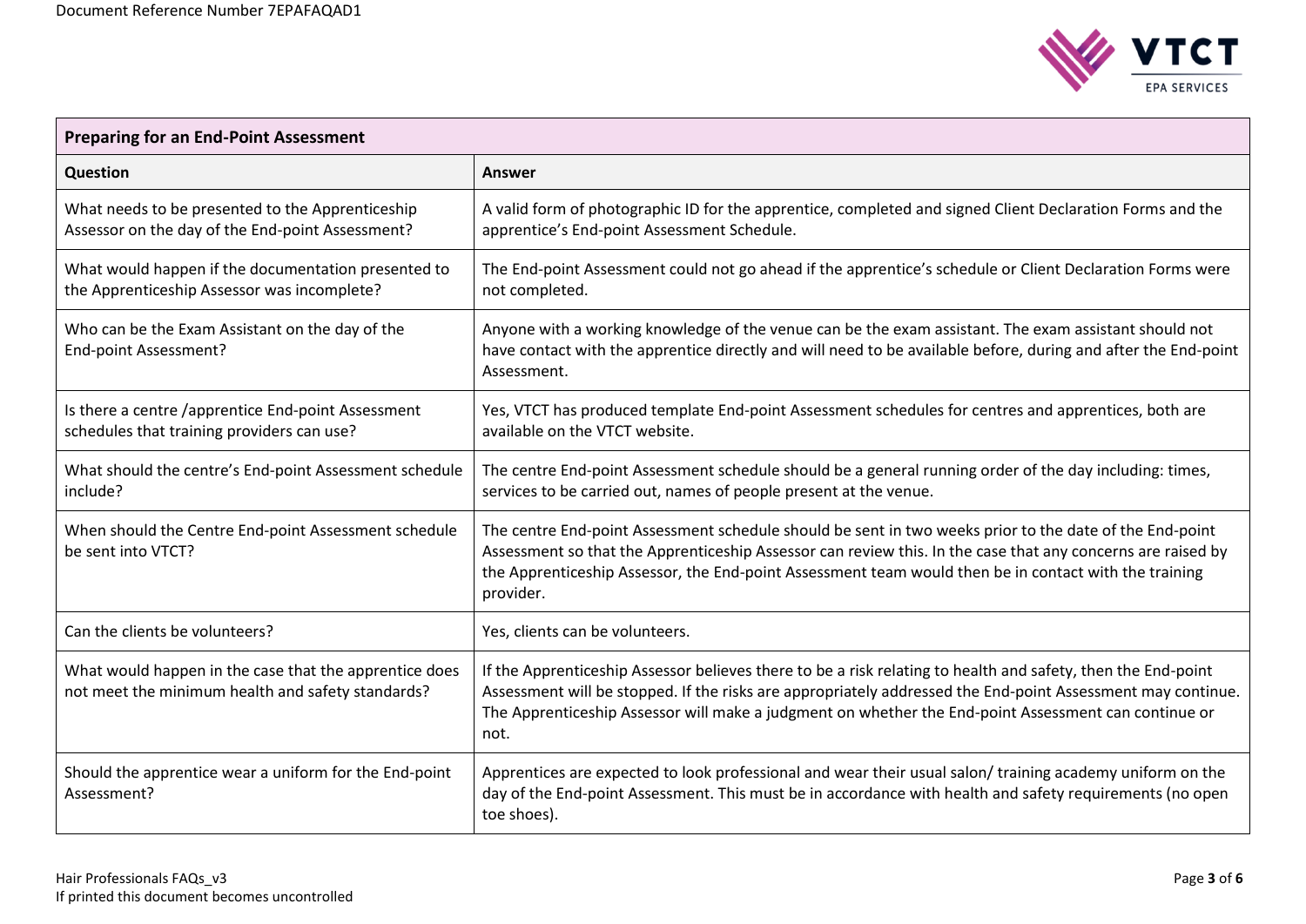| Preparing for an End-Point Assessment | |
|---|---|
| **Question** | **Answer** |
| What needs to be presented to the Apprenticeship Assessor on the day of the End-point Assessment? | A valid form of photographic ID for the apprentice, completed and signed Client Declaration Forms and the apprentice's End-point Assessment Schedule. |
| What would happen if the documentation presented to the Apprenticeship Assessor was incomplete? | The End-point Assessment could not go ahead if the apprentice's schedule or Client Declaration Forms were not completed. |
| Who can be the Exam Assistant on the day of the End-point Assessment? | Anyone with a working knowledge of the venue can be the exam assistant. The exam assistant should not have contact with the apprentice directly and will need to be available before, during and after the End-point Assessment. |
| Is there a centre /apprentice End-point Assessment schedules that training providers can use? | Yes, VTCT has produced template End-point Assessment schedules for centres and apprentices, both are available on the VTCT website. |
| What should the centre's End-point Assessment schedule include? | The centre End-point Assessment schedule should be a general running order of the day including: times, services to be carried out, names of people present at the venue. |
| When should the Centre End-point Assessment schedule be sent into VTCT? | The centre End-point Assessment schedule should be sent in two weeks prior to the date of the End-point Assessment so that the Apprenticeship Assessor can review this. In the case that any concerns are raised by the Apprenticeship Assessor, the End-point Assessment team would then be in contact with the training provider. |
| Can the clients be volunteers? | Yes, clients can be volunteers. |
| What would happen in the case that the apprentice does not meet the minimum health and safety standards? | If the Apprenticeship Assessor believes there to be a risk relating to health and safety, then the End-point Assessment will be stopped. If the risks are appropriately addressed the End-point Assessment may continue. The Apprenticeship Assessor will make a judgment on whether the End-point Assessment can continue or not. |
| Should the apprentice wear a uniform for the End-point Assessment? | Apprentices are expected to look professional and wear their usual salon/ training academy uniform on the day of the End-point Assessment. This must be in accordance with health and safety requirements (no open toe shoes). |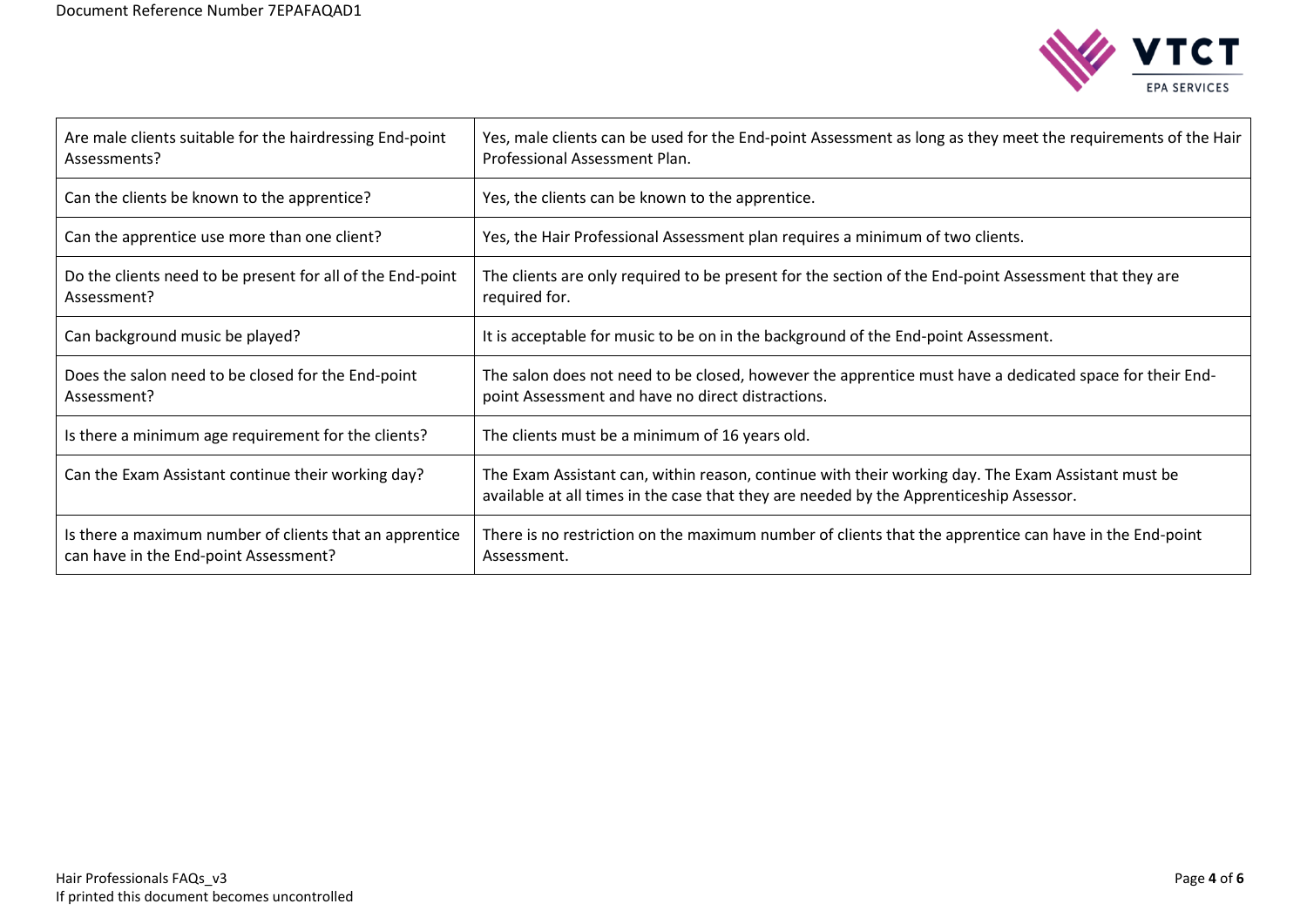| Are male clients suitable for the hairdressing End-point Assessments? | Yes, male clients can be used for the End-point Assessment as long as they meet the requirements of the Hair Professional Assessment Plan. |
|---|---|
| Can the clients be known to the apprentice? | Yes, the clients can be known to the apprentice. |
| Can the apprentice use more than one client? | Yes, the Hair Professional Assessment plan requires a minimum of two clients. |
| Do the clients need to be present for all of the End-point Assessment? | The clients are only required to be present for the section of the End-point Assessment that they are required for. |
| Can background music be played? | It is acceptable for music to be on in the background of the End-point Assessment. |
| Does the salon need to be closed for the End-point Assessment? | The salon does not need to be closed, however the apprentice must have a dedicated space for their End-point Assessment and have no direct distractions. |
| Is there a minimum age requirement for the clients? | The clients must be a minimum of 16 years old. |
| Can the Exam Assistant continue their working day? | The Exam Assistant can, within reason, continue with their working day. The Exam Assistant must be available at all times in the case that they are needed by the Apprenticeship Assessor. |
| Is there a maximum number of clients that an apprentice can have in the End-point Assessment? | There is no restriction on the maximum number of clients that the apprentice can have in the End-point Assessment. |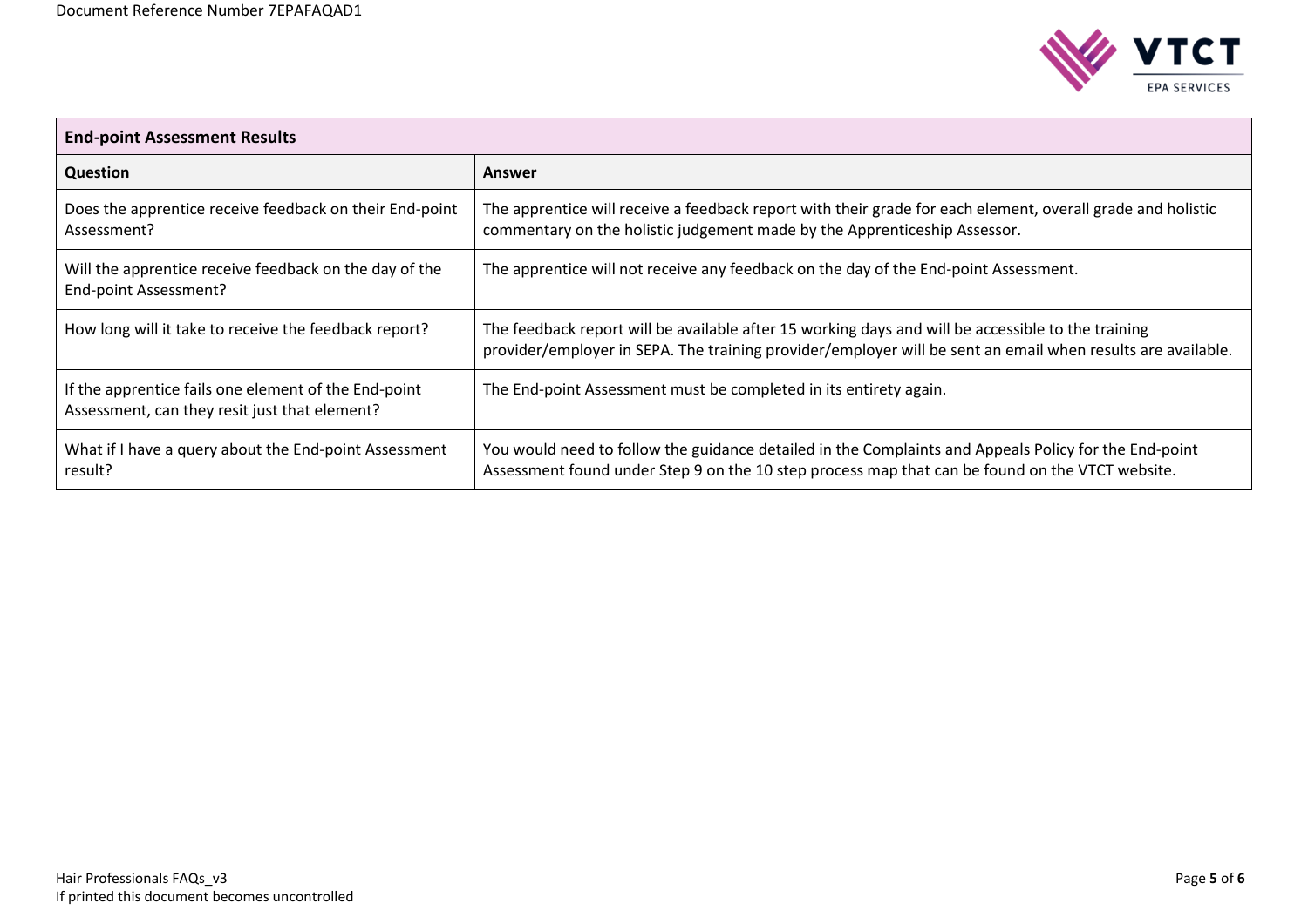| End-point Assessment Results | |
|---|---|
| **Question** | **Answer** |
| Does the apprentice receive feedback on their End-point Assessment? | The apprentice will receive a feedback report with their grade for each element, overall grade and holistic commentary on the holistic judgement made by the Apprenticeship Assessor. |
| Will the apprentice receive feedback on the day of the End-point Assessment? | The apprentice will not receive any feedback on the day of the End-point Assessment. |
| How long will it take to receive the feedback report? | The feedback report will be available after 15 working days and will be accessible to the training provider/employer in SEPA. The training provider/employer will be sent an email when results are available. |
| If the apprentice fails one element of the End-point Assessment, can they resit just that element? | The End-point Assessment must be completed in its entirety again. |
| What if I have a query about the End-point Assessment result? | You would need to follow the guidance detailed in the Complaints and Appeals Policy for the End-point Assessment found under Step 9 on the 10 step process map that can be found on the VTCT website. |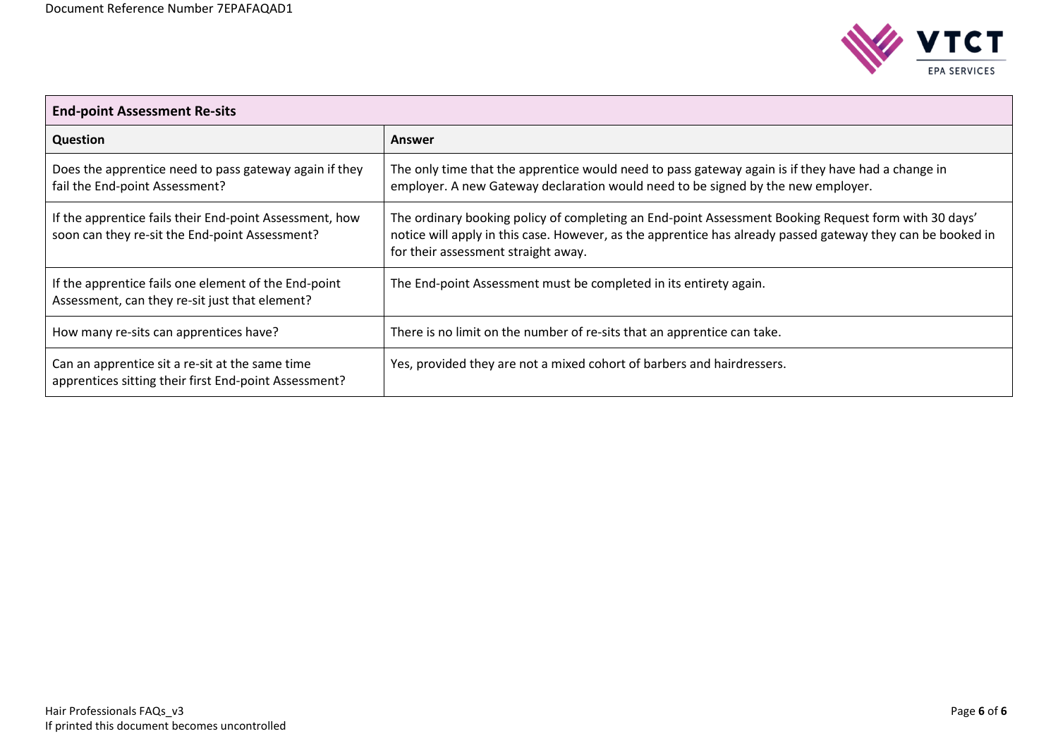| End-point Assessment Re-sits | |
|---|---|
| **Question** | **Answer** |
| Does the apprentice need to pass gateway again if they fail the End-point Assessment? | The only time that the apprentice would need to pass gateway again is if they have had a change in employer. A new Gateway declaration would need to be signed by the new employer. |
| If the apprentice fails their End-point Assessment, how soon can they re-sit the End-point Assessment? | The ordinary booking policy of completing an End-point Assessment Booking Request form with 30 days' notice will apply in this case. However, as the apprentice has already passed gateway they can be booked in for their assessment straight away. |
| If the apprentice fails one element of the End-point Assessment, can they re-sit just that element? | The End-point Assessment must be completed in its entirety again. |
| How many re-sits can apprentices have? | There is no limit on the number of re-sits that an apprentice can take. |
| Can an apprentice sit a re-sit at the same time apprentices sitting their first End-point Assessment? | Yes, provided they are not a mixed cohort of barbers and hairdressers. |